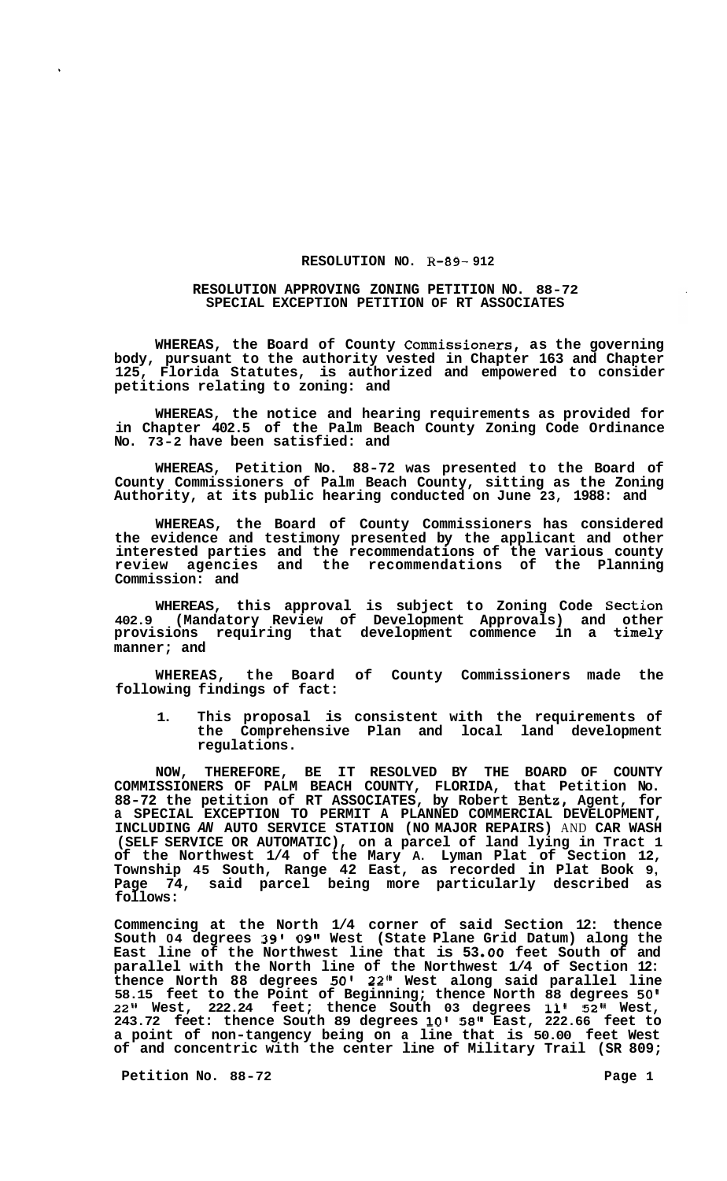**RESOLUTION NO. R-89- 912**

**RESOLUTION APPROVING ZONING PETITION NO. 88-72**
**SPECIAL EXCEPTION PETITION OF RT ASSOCIATES**

**WHEREAS, the Board of County Commissioners, as the governing body, pursuant to the authority vested in Chapter 163 and Chapter 125, Florida Statutes, is authorized and empowered to consider petitions relating to zoning: and**

**WHEREAS, the notice and hearing requirements as provided for in Chapter 402.5 of the Palm Beach County Zoning Code Ordinance No. 73-2 have been satisfied: and**

**WHEREAS, Petition No. 88-72 was presented to the Board of County Commissioners of Palm Beach County, sitting as the Zoning Authority, at its public hearing conducted on June 23, 1988: and**

**WHEREAS, the Board of County Commissioners has considered the evidence and testimony presented by the applicant and other interested parties and the recommendations of the various county review agencies and the recommendations of the Planning Commission: and**

**WHEREAS, this approval is subject to Zoning Code Section 402.9 (Mandatory Review of Development Approvals) and other provisions requiring that development commence in a timely manner; and**

**WHEREAS, the Board of County Commissioners made the following findings of fact:**

1. **This proposal is consistent with the requirements of the Comprehensive Plan and local land development regulations.**

**NOW, THEREFORE, BE IT RESOLVED BY THE BOARD OF COUNTY COMMISSIONERS OF PALM BEACH COUNTY, FLORIDA, that Petition No. 88-72 the petition of RT ASSOCIATES, by Robert Bentz, Agent, for a SPECIAL EXCEPTION TO PERMIT A PLANNED COMMERCIAL DEVELOPMENT, INCLUDING *AN* AUTO SERVICE STATION (NO MAJOR REPAIRS) AND CAR WASH (SELF SERVICE OR AUTOMATIC), on a parcel of land lying in Tract 1 of the Northwest 1/4 of the Mary A. Lyman Plat of Section 12, Township 45 South, Range 42 East, as recorded in Plat Book 9, Page 74, said parcel being more particularly described as follows:**

**Commencing at the North 1/4 corner of said Section 12: thence South 04 degrees 39' 09" West (State Plane Grid Datum) along the East line of the Northwest line that is 53.00 feet South of and parallel with the North line of the Northwest 1/4 of Section 12: thence North 88 degrees 50' 22" West along said parallel line 58.15 feet to the Point of Beginning; thence North 88 degrees 50' 22" West, 222.24 feet; thence South 03 degrees 11' 52" West, 243.72 feet: thence South 89 degrees 10' 58" East, 222.66 feet to a point of non-tangency being on a line that is 50.00 feet West of and concentric with the center line of Military Trail (SR 809;**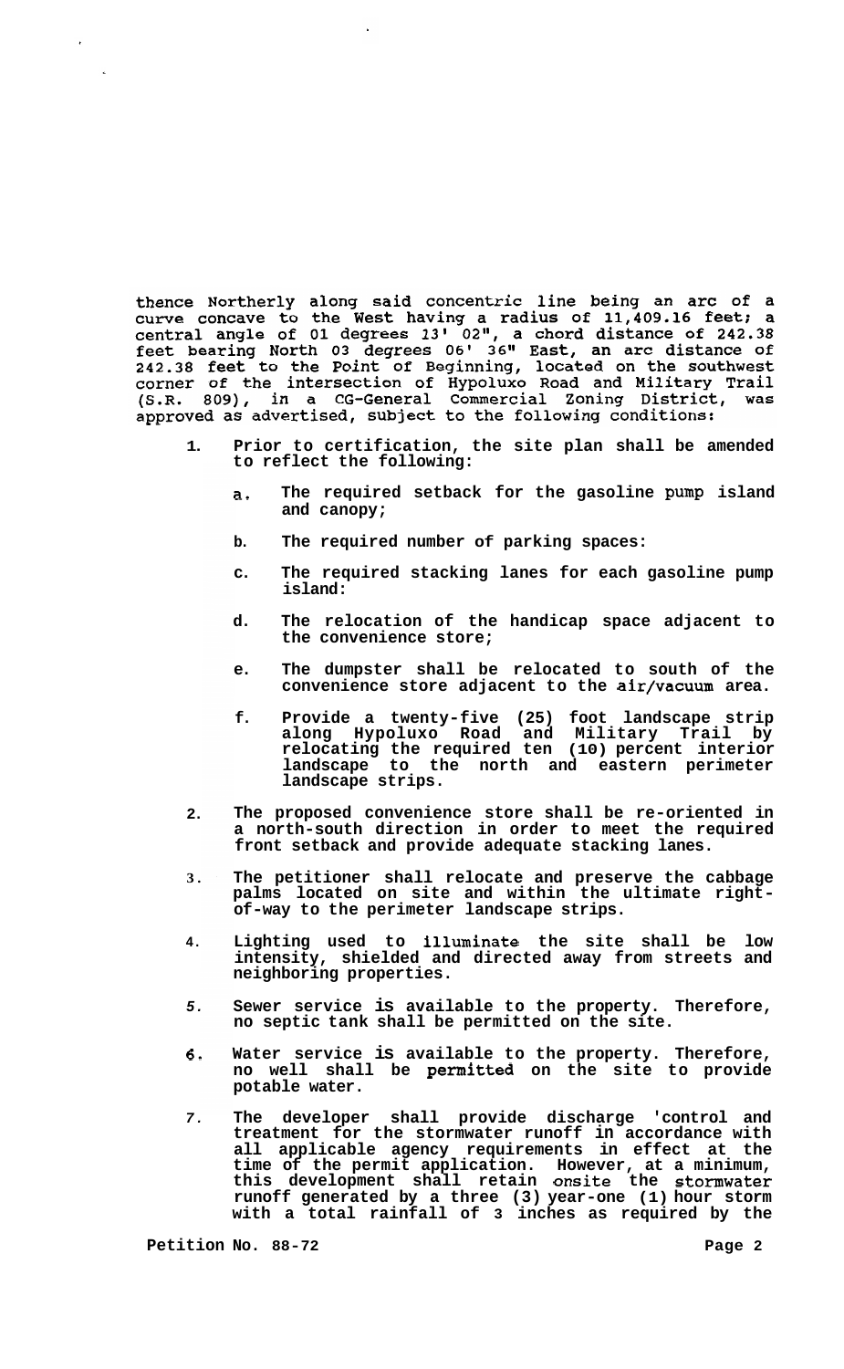thence Northerly along said concentric line being an arc of a curve concave to the West having a radius of 11,409.16 feet; a central angle of 01 degrees 13' 02", a chord distance of 242.38 feet bearing North 03 degrees 06' 36" East, an arc distance of 242.38 feet to the Point of Beginning, located on the southwest corner of the intersection of Hypoluxo Road and Military Trail (S.R. 809), in a CG-General Commercial Zoning District, was approved as advertised, subject to the following conditions:

1. **Prior to certification, the site plan shall be amended to reflect the following:**

   a. **The required setback for the gasoline pump island and canopy;**

   b. **The required number of parking spaces:**

   c. **The required stacking lanes for each gasoline pump island:**

   d. **The relocation of the handicap space adjacent to the convenience store;**

   e. **The dumpster shall be relocated to south of the convenience store adjacent to the air/vacuum area.**

   f. **Provide a twenty-five (25) foot landscape strip along Hypoluxo Road and Military Trail by relocating the required ten (10) percent interior landscape to the north and eastern perimeter landscape strips.**

2. **The proposed convenience store shall be re-oriented in a north-south direction in order to meet the required front setback and provide adequate stacking lanes.**

3. **The petitioner shall relocate and preserve the cabbage palms located on site and within the ultimate right-of-way to the perimeter landscape strips.**

4. **Lighting used to illuminate the site shall be low intensity, shielded and directed away from streets and neighboring properties.**

5. **Sewer service is available to the property. Therefore, no septic tank shall be permitted on the site.**

6. **Water service is available to the property. Therefore, no well shall be permitted on the site to provide potable water.**

7. **The developer shall provide discharge 'control and treatment for the stormwater runoff in accordance with all applicable agency requirements in effect at the time of the permit application. However, at a minimum, this development shall retain onsite the stormwater runoff generated by a three (3) year-one (1) hour storm with a total rainfall of 3 inches as required by the**

**Petition No. 88-72**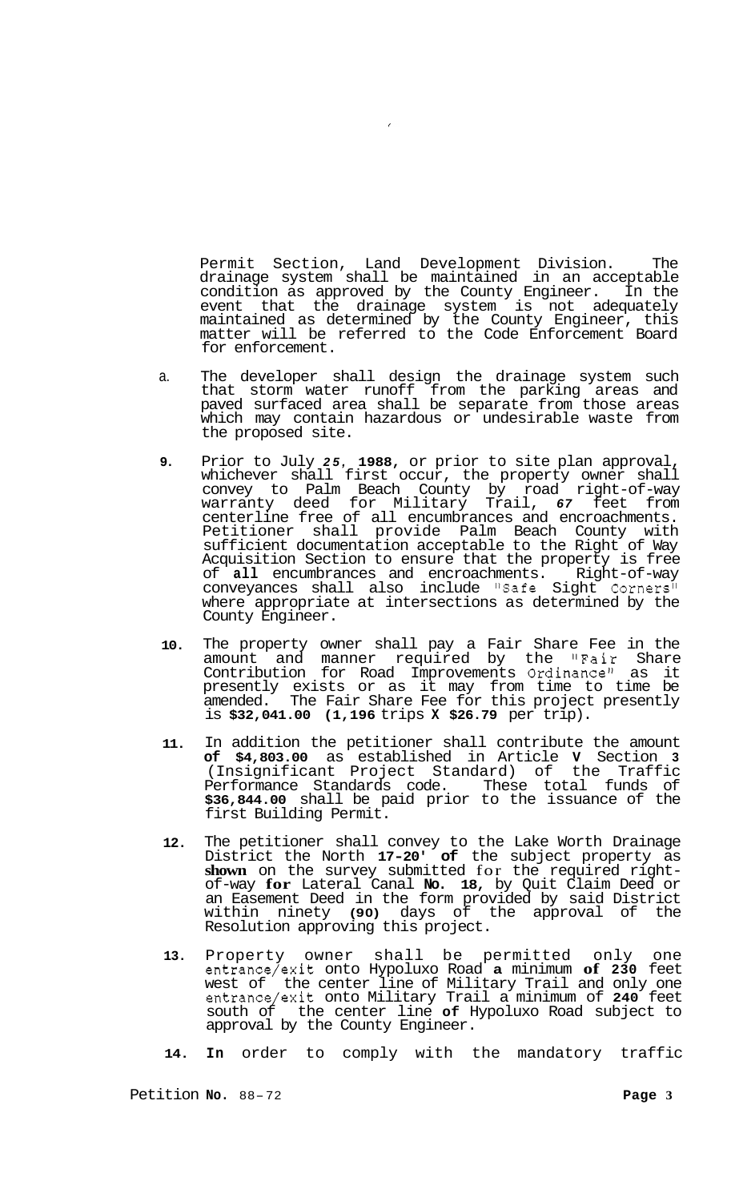Permit Section, Land Development Division. The drainage system shall be maintained in an acceptable condition as approved by the County Engineer. In the event that the drainage system is not adequately maintained as determined by the County Engineer, this matter will be referred to the Code Enforcement Board for enforcement.

a. The developer shall design the drainage system such that storm water runoff from the parking areas and paved surfaced area shall be separate from those areas which may contain hazardous or undesirable waste from the proposed site.

**9.** Prior to July *25*, **1988**, or prior to site plan approval, whichever shall first occur, the property owner shall convey to Palm Beach County by road right-of-way warranty deed for Military Trail, *67* feet from centerline free of all encumbrances and encroachments. Petitioner shall provide Palm Beach County with sufficient documentation acceptable to the Right of Way Acquisition Section to ensure that the property is free of **all** encumbrances and encroachments. Right-of-way conveyances shall also include "Safe Sight Corners" where appropriate at intersections as determined by the County Engineer.

**10.** The property owner shall pay a Fair Share Fee in the amount and manner required by the "Fair Share Contribution for Road Improvements Ordinance" as it presently exists or as it may from time to time be amended. The Fair Share Fee for this project presently is **$32,041.00 (1,196** trips **X $26.79** per trip).

**11.** In addition the petitioner shall contribute the amount **of $4,803.00** as established in Article **V** Section **3** (Insignificant Project Standard) of the Traffic Performance Standards code. These total funds of **$36,844.00** shall be paid prior to the issuance of the first Building Permit.

**12.** The petitioner shall convey to the Lake Worth Drainage District the North **17-20' of** the subject property as **shown** on the survey submitted for the required right-of-way **for** Lateral Canal **No. 18,** by Quit Claim Deed or an Easement Deed in the form provided by said District within ninety **(90)** days of the approval of the Resolution approving this project.

**13.** Property owner shall be permitted only one entrance/exit onto Hypoluxo Road **a** minimum **of 230** feet west of the center line of Military Trail and only one entrance/exit onto Military Trail a minimum of **240** feet south of the center line **of** Hypoluxo Road subject to approval by the County Engineer.

**14. In** order to comply with the mandatory traffic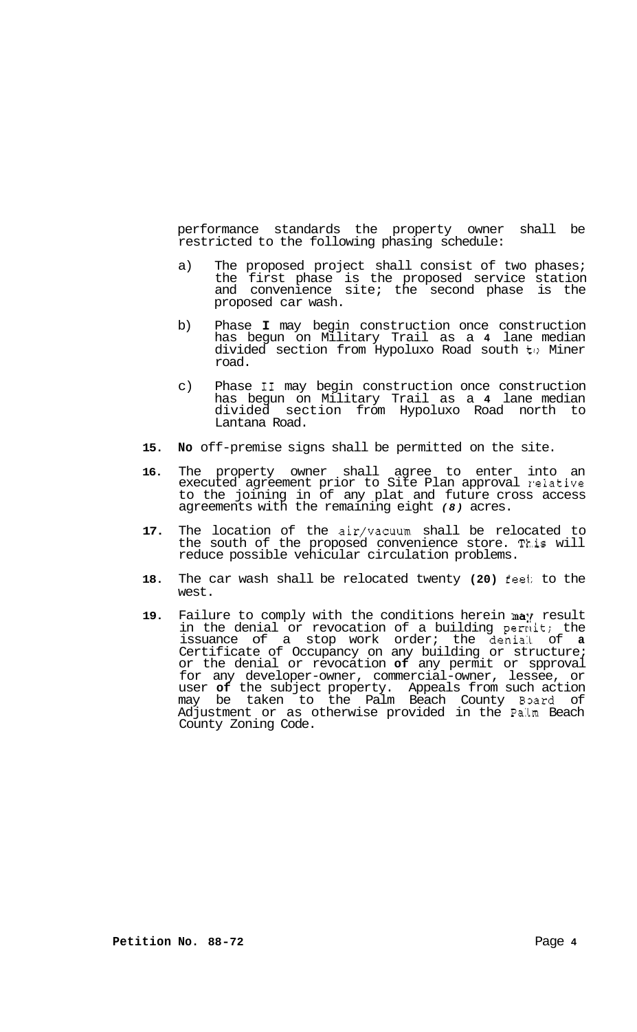performance standards the property owner shall be restricted to the following phasing schedule:

a) The proposed project shall consist of two phases; the first phase is the proposed service station and convenience site; the second phase is the proposed car wash.

b) Phase **I** may begin construction once construction has begun on Military Trail as a **4** lane median divided section from Hypoluxo Road south to Miner road.

c) Phase II may begin construction once construction has begun on Military Trail as a **4** lane median divided section from Hypoluxo Road north to Lantana Road.

**15.** **No** off-premise signs shall be permitted on the site.

**16.** The property owner shall agree to enter into an executed agreement prior to Site Plan approval relative to the joining in of any plat and future cross access agreements with the remaining eight ***(8)*** acres.

**17.** The location of the air/vacuum shall be relocated to the south of the proposed convenience store. This will reduce possible vehicular circulation problems.

**18.** The car wash shall be relocated twenty **(20)** feet to the west.

**19.** Failure to comply with the conditions herein may result in the denial or revocation of a building permit; the issuance of a stop work order; the denial of **a** Certificate of Occupancy on any building or structure; or the denial or revocation **of** any permit or spproval for any developer-owner, commercial-owner, lessee, or user **of** the subject property. Appeals from such action may be taken to the Palm Beach County Board of Adjustment or as otherwise provided in the Palm Beach County Zoning Code.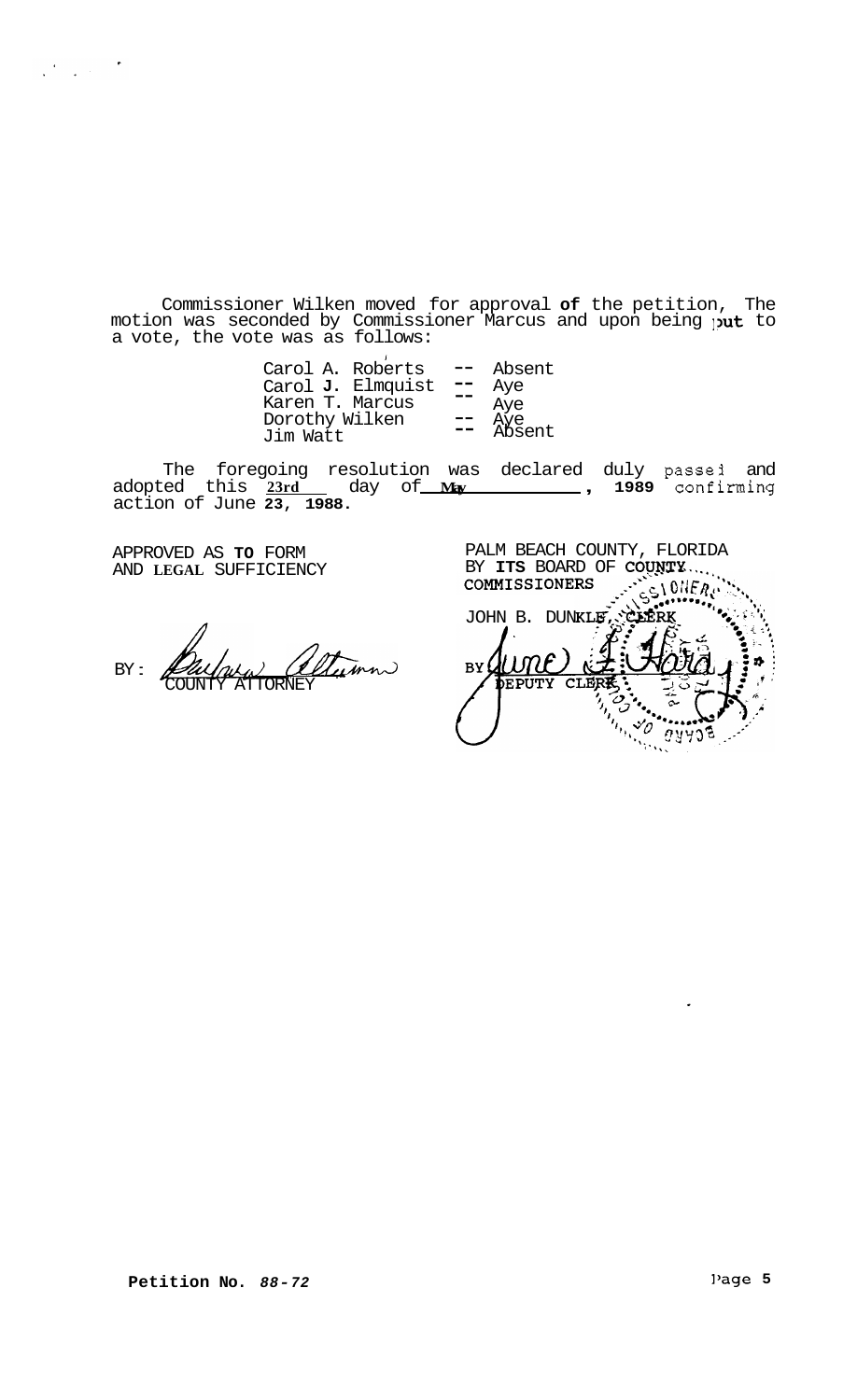Commissioner Wilken moved for approval of the petition, The motion was seconded by Commissioner Marcus and upon being put to a vote, the vote was as follows:

| | | |
|---|---|---|
| Carol A. Roberts | -- | Absent |
| Carol J. Elmquist | -- | Aye |
| Karen T. Marcus | -- | Aye |
| Dorothy Wilken | -- | Aye |
| Jim Watt | -- | Absent |

The foregoing resolution was declared duly passed and adopted this 23rd day of May, 1989 confirming action of June 23, 1988.

APPROVED AS TO FORM AND LEGAL SUFFICIENCY

BY: COUNTY ATTORNEY

PALM BEACH COUNTY, FLORIDA BY ITS BOARD OF COUNTY COMMISSIONERS

JOHN B. DUNKLE, CLERK

BY DEPUTY CLERK

Petition No. 88-72